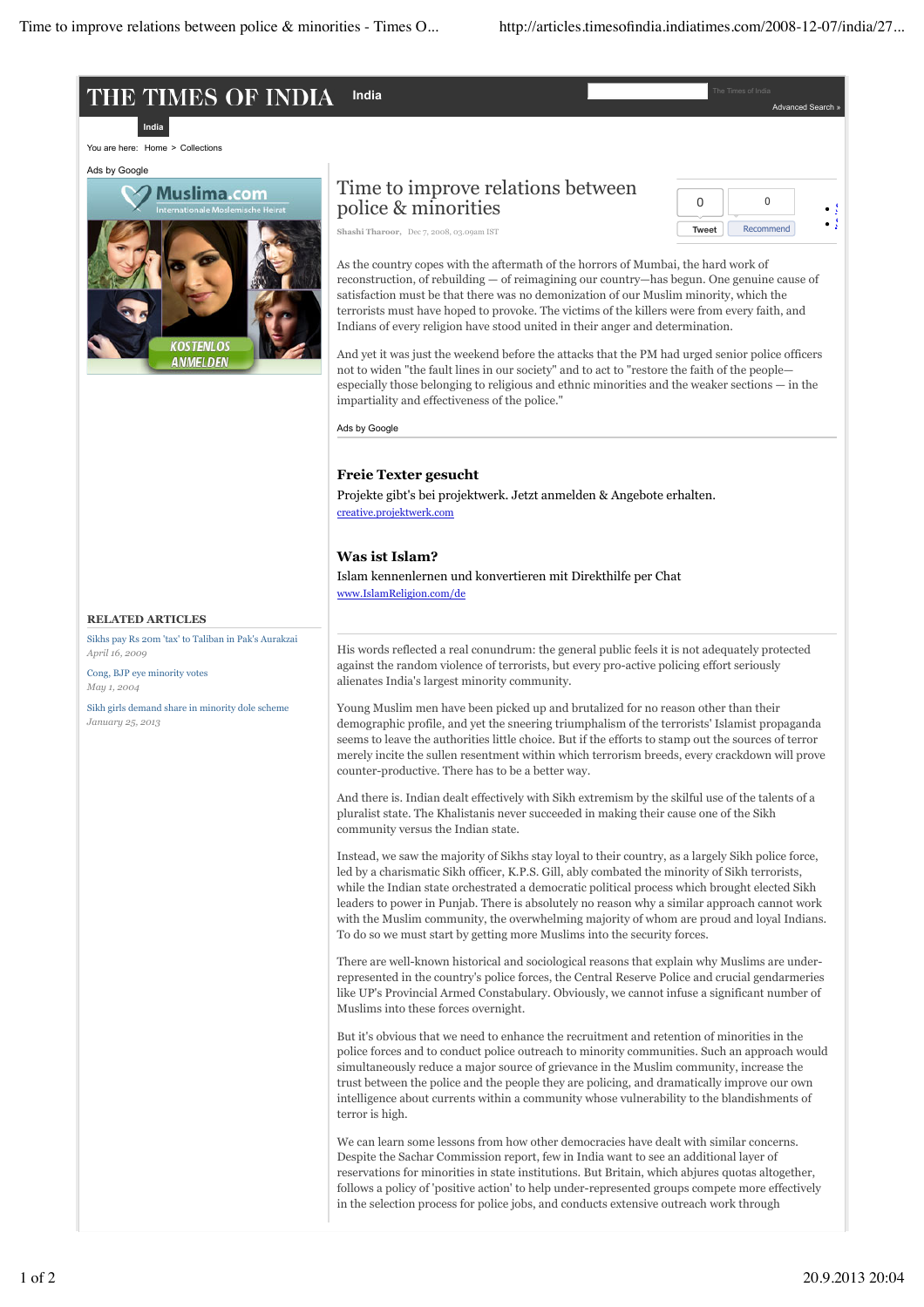# Time to improve relations between police & minorities

Shashi Tharoor, Dec 7, 2008, 03.09am IST

As the country copes with the aftermath of the horrors of Mumbai, the hard work of reconstruction, of rebuilding — of reimagining our country—has begun. One genuine cause of satisfaction must be that there was no demonization of our Muslim minority, which the terrorists must have hoped to provoke. The victims of the killers were from every faith, and Indians of every religion have stood united in their anger and determination.

And yet it was just the weekend before the attacks that the PM had urged senior police officers not to widen "the fault lines in our society" and to act to "restore the faith of the people— especially those belonging to religious and ethnic minorities and the weaker sections — in the impartiality and effectiveness of the police."

His words reflected a real conundrum: the general public feels it is not adequately protected against the random violence of terrorists, but every pro-active policing effort seriously alienates India's largest minority community.

Young Muslim men have been picked up and brutalized for no reason other than their demographic profile, and yet the sneering triumphalism of the terrorists' Islamist propaganda seems to leave the authorities little choice. But if the efforts to stamp out the sources of terror merely incite the sullen resentment within which terrorism breeds, every crackdown will prove counter-productive. There has to be a better way.

And there is. Indian dealt effectively with Sikh extremism by the skilful use of the talents of a pluralist state. The Khalistanis never succeeded in making their cause one of the Sikh community versus the Indian state.

Instead, we saw the majority of Sikhs stay loyal to their country, as a largely Sikh police force, led by a charismatic Sikh officer, K.P.S. Gill, ably combated the minority of Sikh terrorists, while the Indian state orchestrated a democratic political process which brought elected Sikh leaders to power in Punjab. There is absolutely no reason why a similar approach cannot work with the Muslim community, the overwhelming majority of whom are proud and loyal Indians. To do so we must start by getting more Muslims into the security forces.

There are well-known historical and sociological reasons that explain why Muslims are under-represented in the country's police forces, the Central Reserve Police and crucial gendarmeries like UP's Provincial Armed Constabulary. Obviously, we cannot infuse a significant number of Muslims into these forces overnight.

But it's obvious that we need to enhance the recruitment and retention of minorities in the police forces and to conduct police outreach to minority communities. Such an approach would simultaneously reduce a major source of grievance in the Muslim community, increase the trust between the police and the people they are policing, and dramatically improve our own intelligence about currents within a community whose vulnerability to the blandishments of terror is high.

We can learn some lessons from how other democracies have dealt with similar concerns. Despite the Sachar Commission report, few in India want to see an additional layer of reservations for minorities in state institutions. But Britain, which abjures quotas altogether, follows a policy of 'positive action' to help under-represented groups compete more effectively in the selection process for police jobs, and conducts extensive outreach work through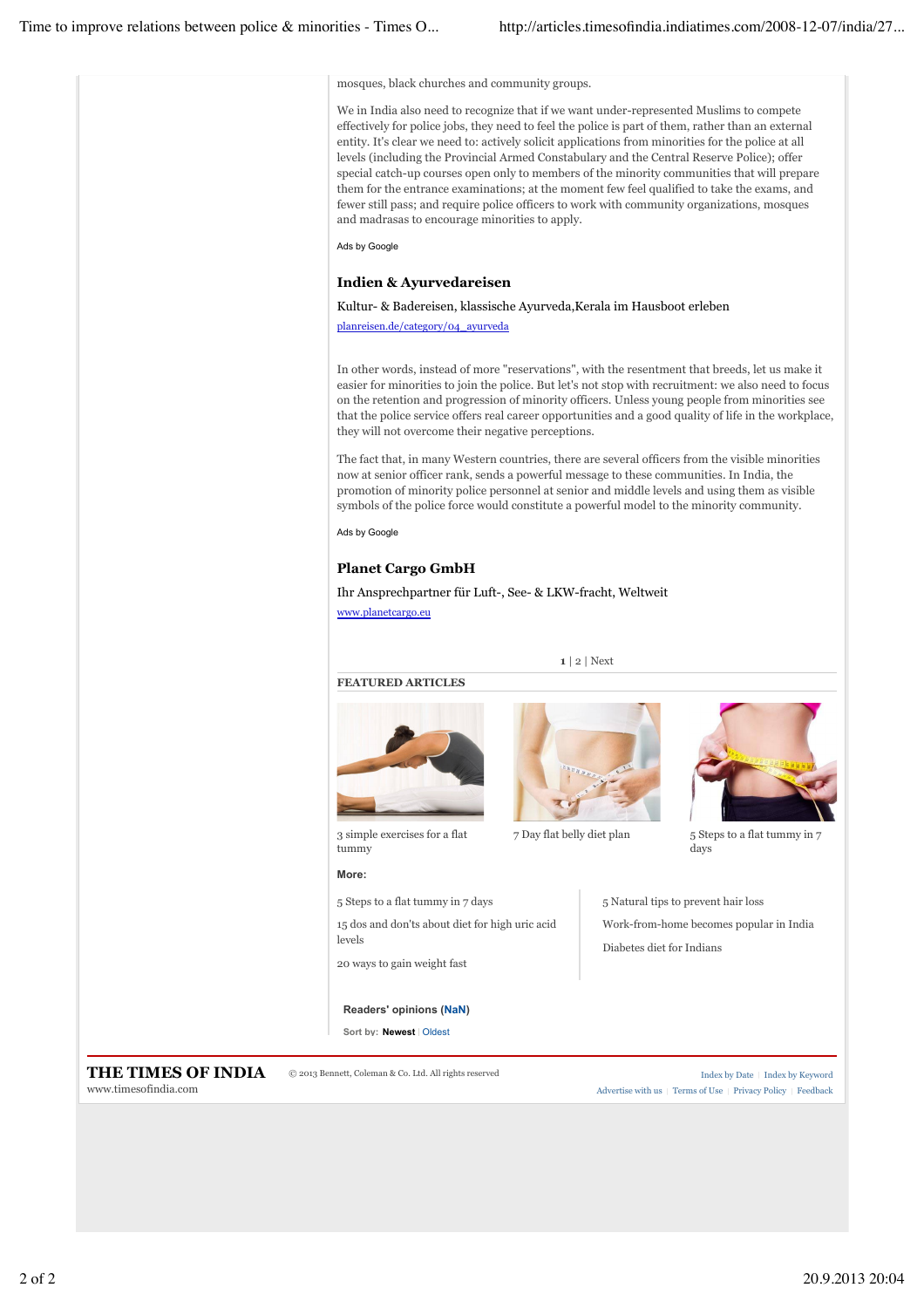mosques, black churches and community groups.

We in India also need to recognize that if we want under-represented Muslims to compete effectively for police jobs, they need to feel the police is part of them, rather than an external entity. It's clear we need to: actively solicit applications from minorities for the police at all levels (including the Provincial Armed Constabulary and the Central Reserve Police); offer special catch-up courses open only to members of the minority communities that will prepare them for the entrance examinations; at the moment few feel qualified to take the exams, and fewer still pass; and require police officers to work with community organizations, mosques and madrasas to encourage minorities to apply.

Ads by Google

### Indien & Ayurvedareisen

Kultur- & Badereisen, klassische Ayurveda,Kerala im Hausboot erleben

planreisen.de/category/04_ayurveda

In other words, instead of more "reservations", with the resentment that breeds, let us make it easier for minorities to join the police. But let's not stop with recruitment: we also need to focus on the retention and progression of minority officers. Unless young people from minorities see that the police service offers real career opportunities and a good quality of life in the workplace, they will not overcome their negative perceptions.

The fact that, in many Western countries, there are several officers from the visible minorities now at senior officer rank, sends a powerful message to these communities. In India, the promotion of minority police personnel at senior and middle levels and using them as visible symbols of the police force would constitute a powerful model to the minority community.

Ads by Google

### Planet Cargo GmbH

Ihr Ansprechpartner für Luft-, See- & LKW-fracht, Weltweit

www.planetcargo.eu

**1** | 2 | Next

**FEATURED ARTICLES**

3 simple exercises for a flat tummy

7 Day flat belly diet plan

5 Steps to a flat tummy in 7 days

**More:**

- 5 Steps to a flat tummy in 7 days
- 15 dos and don'ts about diet for high uric acid levels
- 20 ways to gain weight fast
- 5 Natural tips to prevent hair loss
- Work-from-home becomes popular in India
- Diabetes diet for Indians

**Readers' opinions (NaN)**

Sort by: **Newest** | Oldest

**THE TIMES OF INDIA**
www.timesofindia.com

© 2013 Bennett, Coleman & Co. Ltd. All rights reserved

Index by Date | Index by Keyword
Advertise with us | Terms of Use | Privacy Policy | Feedback